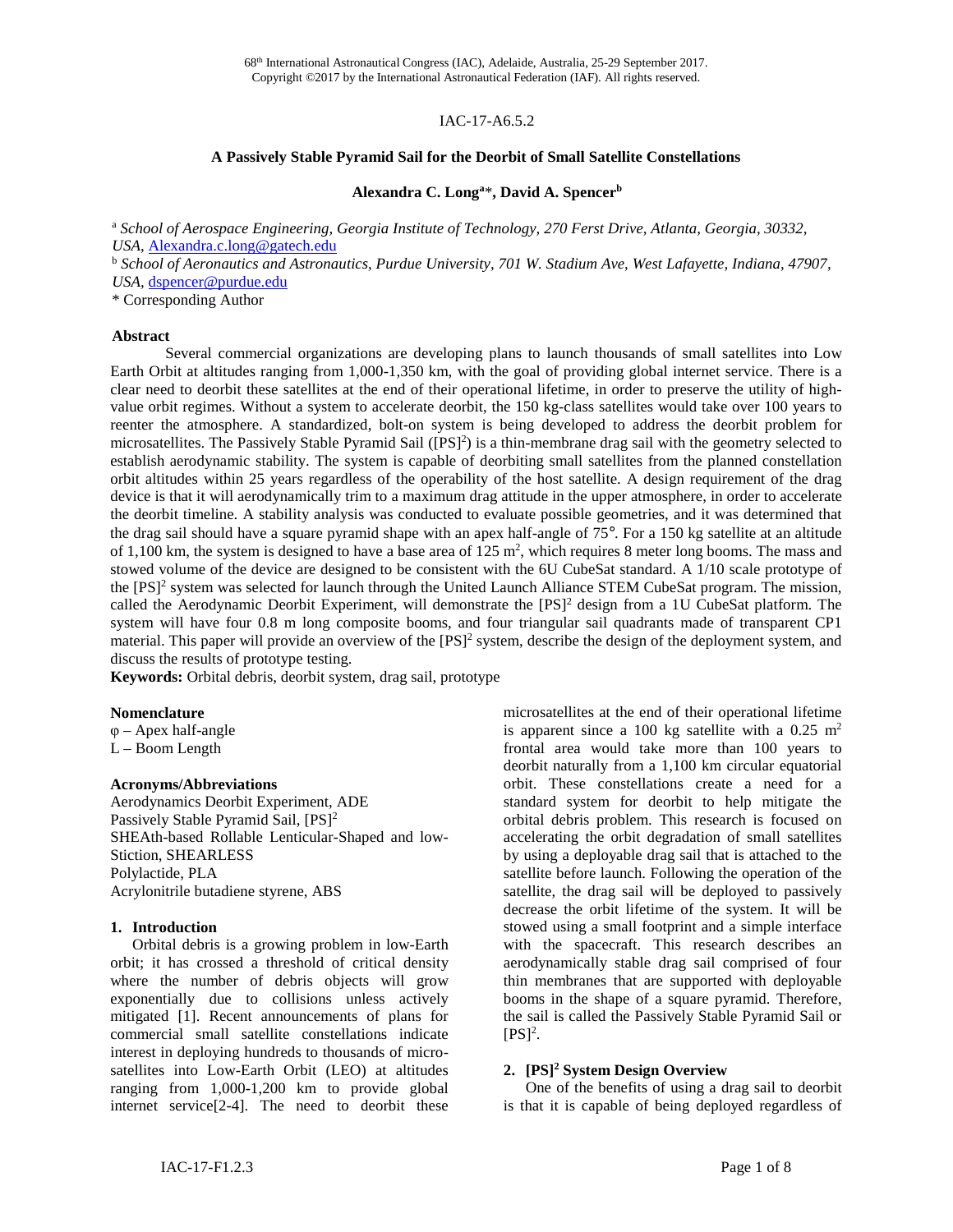IAC-17-A6.5.2

# A Passively Stable Pyramid Sail for the Deorbit of Small Satellite Constellations

**Alexandra C. Long[a]\*, David A. Spencer[b]**

[a] *School of Aerospace Engineering, Georgia Institute of Technology, 270 Ferst Drive, Atlanta, Georgia, 30332, USA,* Alexandra.c.long@gatech.edu

[b] *School of Aeronautics and Astronautics, Purdue University, 701 W. Stadium Ave, West Lafayette, Indiana, 47907, USA,* dspencer@purdue.edu

\* Corresponding Author

## Abstract

Several commercial organizations are developing plans to launch thousands of small satellites into Low Earth Orbit at altitudes ranging from 1,000-1,350 km, with the goal of providing global internet service. There is a clear need to deorbit these satellites at the end of their operational lifetime, in order to preserve the utility of high-value orbit regimes. Without a system to accelerate deorbit, the 150 kg-class satellites would take over 100 years to reenter the atmosphere. A standardized, bolt-on system is being developed to address the deorbit problem for microsatellites. The Passively Stable Pyramid Sail ([PS]$^2$) is a thin-membrane drag sail with the geometry selected to establish aerodynamic stability. The system is capable of deorbiting small satellites from the planned constellation orbit altitudes within 25 years regardless of the operability of the host satellite. A design requirement of the drag device is that it will aerodynamically trim to a maximum drag attitude in the upper atmosphere, in order to accelerate the deorbit timeline. A stability analysis was conducted to evaluate possible geometries, and it was determined that the drag sail should have a square pyramid shape with an apex half-angle of 75°. For a 150 kg satellite at an altitude of 1,100 km, the system is designed to have a base area of 125 m$^2$, which requires 8 meter long booms. The mass and stowed volume of the device are designed to be consistent with the 6U CubeSat standard. A 1/10 scale prototype of the [PS]$^2$ system was selected for launch through the United Launch Alliance STEM CubeSat program. The mission, called the Aerodynamic Deorbit Experiment, will demonstrate the [PS]$^2$ design from a 1U CubeSat platform. The system will have four 0.8 m long composite booms, and four triangular sail quadrants made of transparent CP1 material. This paper will provide an overview of the [PS]$^2$ system, describe the design of the deployment system, and discuss the results of prototype testing.

**Keywords:** Orbital debris, deorbit system, drag sail, prototype

### Nomenclature

$\varphi$ – Apex half-angle
L – Boom Length

### Acronyms/Abbreviations

Aerodynamics Deorbit Experiment, ADE
Passively Stable Pyramid Sail, [PS]$^2$
SHEAth-based Rollable Lenticular-Shaped and low-Stiction, SHEARLESS
Polylactide, PLA
Acrylonitrile butadiene styrene, ABS

## 1. Introduction

Orbital debris is a growing problem in low-Earth orbit; it has crossed a threshold of critical density where the number of debris objects will grow exponentially due to collisions unless actively mitigated [1]. Recent announcements of plans for commercial small satellite constellations indicate interest in deploying hundreds to thousands of micro-satellites into Low-Earth Orbit (LEO) at altitudes ranging from 1,000-1,200 km to provide global internet service[2-4]. The need to deorbit these microsatellites at the end of their operational lifetime is apparent since a 100 kg satellite with a 0.25 m$^2$ frontal area would take more than 100 years to deorbit naturally from a 1,100 km circular equatorial orbit. These constellations create a need for a standard system for deorbit to help mitigate the orbital debris problem. This research is focused on accelerating the orbit degradation of small satellites by using a deployable drag sail that is attached to the satellite before launch. Following the operation of the satellite, the drag sail will be deployed to passively decrease the orbit lifetime of the system. It will be stowed using a small footprint and a simple interface with the spacecraft. This research describes an aerodynamically stable drag sail comprised of four thin membranes that are supported with deployable booms in the shape of a square pyramid. Therefore, the sail is called the Passively Stable Pyramid Sail or [PS]$^2$.

## 2. [PS]$^2$ System Design Overview

One of the benefits of using a drag sail to deorbit is that it is capable of being deployed regardless of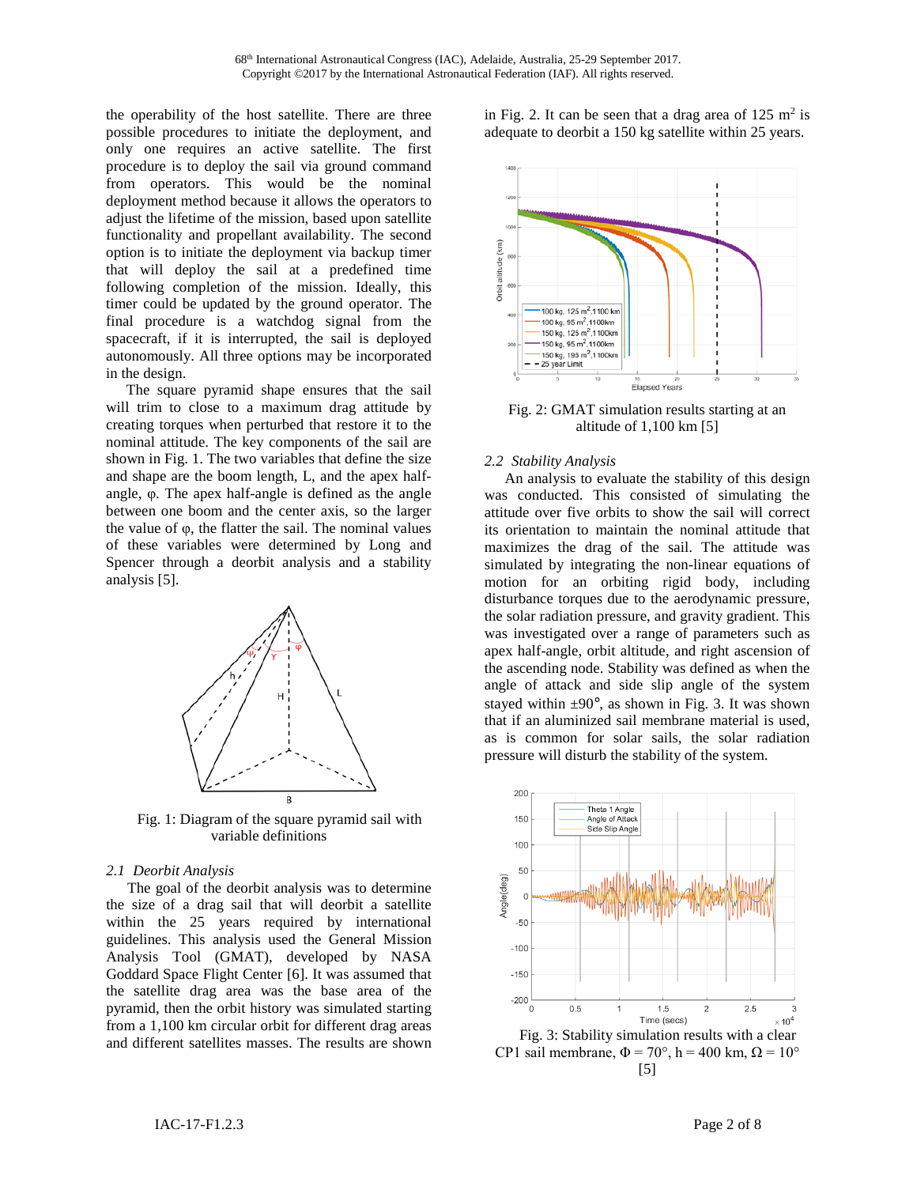the operability of the host satellite. There are three possible procedures to initiate the deployment, and only one requires an active satellite. The first procedure is to deploy the sail via ground command from operators. This would be the nominal deployment method because it allows the operators to adjust the lifetime of the mission, based upon satellite functionality and propellant availability. The second option is to initiate the deployment via backup timer that will deploy the sail at a predefined time following completion of the mission. Ideally, this timer could be updated by the ground operator. The final procedure is a watchdog signal from the spacecraft, if it is interrupted, the sail is deployed autonomously. All three options may be incorporated in the design.

The square pyramid shape ensures that the sail will trim to close to a maximum drag attitude by creating torques when perturbed that restore it to the nominal attitude. The key components of the sail are shown in Fig. 1. The two variables that define the size and shape are the boom length, L, and the apex half-angle, φ. The apex half-angle is defined as the angle between one boom and the center axis, so the larger the value of φ, the flatter the sail. The nominal values of these variables were determined by Long and Spencer through a deorbit analysis and a stability analysis [5].

Fig. 1: Diagram of the square pyramid sail with variable definitions

### 2.1 Deorbit Analysis

The goal of the deorbit analysis was to determine the size of a drag sail that will deorbit a satellite within the 25 years required by international guidelines. This analysis used the General Mission Analysis Tool (GMAT), developed by NASA Goddard Space Flight Center [6]. It was assumed that the satellite drag area was the base area of the pyramid, then the orbit history was simulated starting from a 1,100 km circular orbit for different drag areas and different satellites masses. The results are shown in Fig. 2. It can be seen that a drag area of 125 $m^2$ is adequate to deorbit a 150 kg satellite within 25 years.

Fig. 2: GMAT simulation results starting at an altitude of 1,100 km [5]

### 2.2 Stability Analysis

An analysis to evaluate the stability of this design was conducted. This consisted of simulating the attitude over five orbits to show the sail will correct its orientation to maintain the nominal attitude that maximizes the drag of the sail. The attitude was simulated by integrating the non-linear equations of motion for an orbiting rigid body, including disturbance torques due to the aerodynamic pressure, the solar radiation pressure, and gravity gradient. This was investigated over a range of parameters such as apex half-angle, orbit altitude, and right ascension of the ascending node. Stability was defined as when the angle of attack and side slip angle of the system stayed within ±90°, as shown in Fig. 3. It was shown that if an aluminized sail membrane material is used, as is common for solar sails, the solar radiation pressure will disturb the stability of the system.

Fig. 3: Stability simulation results with a clear CP1 sail membrane, $\Phi = 70°$, h = 400 km, $\Omega = 10°$ [5]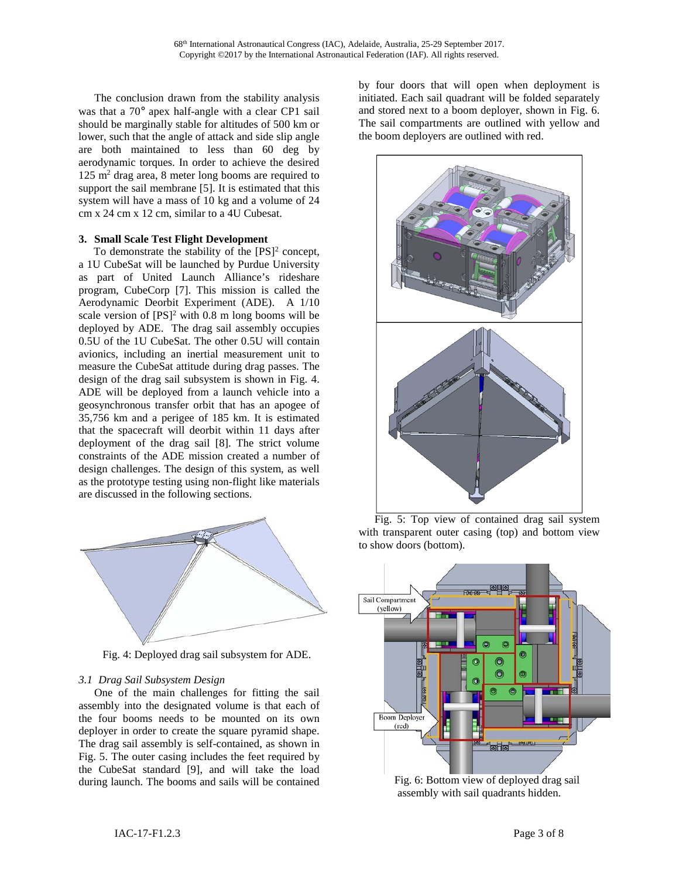The conclusion drawn from the stability analysis was that a 70° apex half-angle with a clear CP1 sail should be marginally stable for altitudes of 500 km or lower, such that the angle of attack and side slip angle are both maintained to less than 60 deg by aerodynamic torques. In order to achieve the desired 125 $m^2$ drag area, 8 meter long booms are required to support the sail membrane [5]. It is estimated that this system will have a mass of 10 kg and a volume of 24 cm x 24 cm x 12 cm, similar to a 4U Cubesat.

## 3. Small Scale Test Flight Development

To demonstrate the stability of the $[PS]^2$ concept, a 1U CubeSat will be launched by Purdue University as part of United Launch Alliance's rideshare program, CubeCorp [7]. This mission is called the Aerodynamic Deorbit Experiment (ADE). A 1/10 scale version of $[PS]^2$ with 0.8 m long booms will be deployed by ADE. The drag sail assembly occupies 0.5U of the 1U CubeSat. The other 0.5U will contain avionics, including an inertial measurement unit to measure the CubeSat attitude during drag passes. The design of the drag sail subsystem is shown in Fig. 4. ADE will be deployed from a launch vehicle into a geosynchronous transfer orbit that has an apogee of 35,756 km and a perigee of 185 km. It is estimated that the spacecraft will deorbit within 11 days after deployment of the drag sail [8]. The strict volume constraints of the ADE mission created a number of design challenges. The design of this system, as well as the prototype testing using non-flight like materials are discussed in the following sections.

Fig. 4: Deployed drag sail subsystem for ADE.

### *3.1 Drag Sail Subsystem Design*

One of the main challenges for fitting the sail assembly into the designated volume is that each of the four booms needs to be mounted on its own deployer in order to create the square pyramid shape. The drag sail assembly is self-contained, as shown in Fig. 5. The outer casing includes the feet required by the CubeSat standard [9], and will take the load during launch. The booms and sails will be contained by four doors that will open when deployment is initiated. Each sail quadrant will be folded separately and stored next to a boom deployer, shown in Fig. 6. The sail compartments are outlined with yellow and the boom deployers are outlined with red.

Fig. 5: Top view of contained drag sail system with transparent outer casing (top) and bottom view to show doors (bottom).

Fig. 6: Bottom view of deployed drag sail assembly with sail quadrants hidden.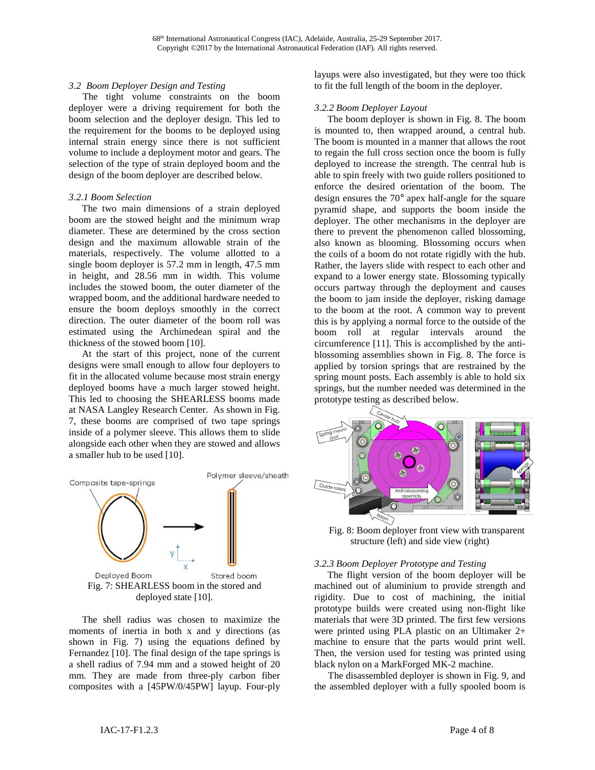### 3.2 Boom Deployer Design and Testing

The tight volume constraints on the boom deployer were a driving requirement for both the boom selection and the deployer design. This led to the requirement for the booms to be deployed using internal strain energy since there is not sufficient volume to include a deployment motor and gears. The selection of the type of strain deployed boom and the design of the boom deployer are described below.

#### 3.2.1 Boom Selection

The two main dimensions of a strain deployed boom are the stowed height and the minimum wrap diameter. These are determined by the cross section design and the maximum allowable strain of the materials, respectively. The volume allotted to a single boom deployer is 57.2 mm in length, 47.5 mm in height, and 28.56 mm in width. This volume includes the stowed boom, the outer diameter of the wrapped boom, and the additional hardware needed to ensure the boom deploys smoothly in the correct direction. The outer diameter of the boom roll was estimated using the Archimedean spiral and the thickness of the stowed boom [10].

At the start of this project, none of the current designs were small enough to allow four deployers to fit in the allocated volume because most strain energy deployed booms have a much larger stowed height. This led to choosing the SHEARLESS booms made at NASA Langley Research Center. As shown in Fig. 7, these booms are comprised of two tape springs inside of a polymer sleeve. This allows them to slide alongside each other when they are stowed and allows a smaller hub to be used [10].

Fig. 7: SHEARLESS boom in the stored and deployed state [10].

The shell radius was chosen to maximize the moments of inertia in both x and y directions (as shown in Fig. 7) using the equations defined by Fernandez [10]. The final design of the tape springs is a shell radius of 7.94 mm and a stowed height of 20 mm. They are made from three-ply carbon fiber composites with a [45PW/0/45PW] layup. Four-ply layups were also investigated, but they were too thick to fit the full length of the boom in the deployer.

#### 3.2.2 Boom Deployer Layout

The boom deployer is shown in Fig. 8. The boom is mounted to, then wrapped around, a central hub. The boom is mounted in a manner that allows the root to regain the full cross section once the boom is fully deployed to increase the strength. The central hub is able to spin freely with two guide rollers positioned to enforce the desired orientation of the boom. The design ensures the 70° apex half-angle for the square pyramid shape, and supports the boom inside the deployer. The other mechanisms in the deployer are there to prevent the phenomenon called blossoming, also known as blooming. Blossoming occurs when the coils of a boom do not rotate rigidly with the hub. Rather, the layers slide with respect to each other and expand to a lower energy state. Blossoming typically occurs partway through the deployment and causes the boom to jam inside the deployer, risking damage to the boom at the root. A common way to prevent this is by applying a normal force to the outside of the boom roll at regular intervals around the circumference [11]. This is accomplished by the anti-blossoming assemblies shown in Fig. 8. The force is applied by torsion springs that are restrained by the spring mount posts. Each assembly is able to hold six springs, but the number needed was determined in the prototype testing as described below.

Fig. 8: Boom deployer front view with transparent structure (left) and side view (right)

#### 3.2.3 Boom Deployer Prototype and Testing

The flight version of the boom deployer will be machined out of aluminium to provide strength and rigidity. Due to cost of machining, the initial prototype builds were created using non-flight like materials that were 3D printed. The first few versions were printed using PLA plastic on an Ultimaker 2+ machine to ensure that the parts would print well. Then, the version used for testing was printed using black nylon on a MarkForged MK-2 machine.

The disassembled deployer is shown in Fig. 9, and the assembled deployer with a fully spooled boom is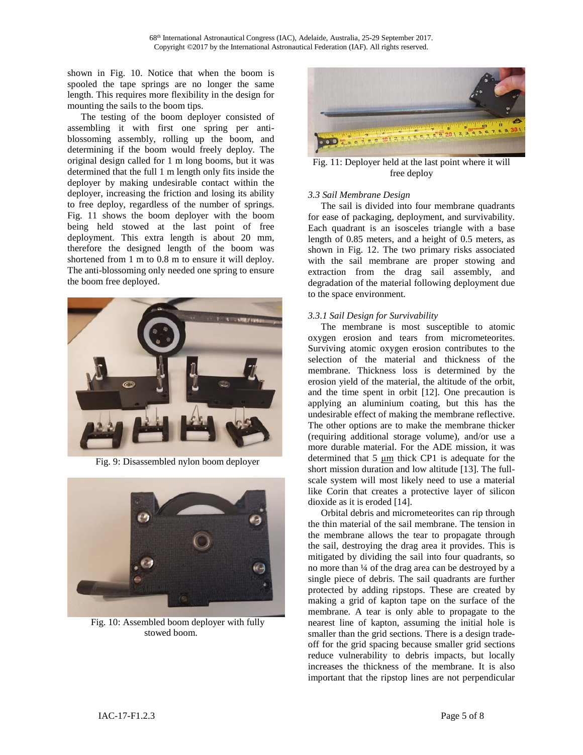shown in Fig. 10. Notice that when the boom is spooled the tape springs are no longer the same length. This requires more flexibility in the design for mounting the sails to the boom tips.

The testing of the boom deployer consisted of assembling it with first one spring per anti-blossoming assembly, rolling up the boom, and determining if the boom would freely deploy. The original design called for 1 m long booms, but it was determined that the full 1 m length only fits inside the deployer by making undesirable contact within the deployer, increasing the friction and losing its ability to free deploy, regardless of the number of springs. Fig. 11 shows the boom deployer with the boom being held stowed at the last point of free deployment. This extra length is about 20 mm, therefore the designed length of the boom was shortened from 1 m to 0.8 m to ensure it will deploy. The anti-blossoming only needed one spring to ensure the boom free deployed.

Fig. 9: Disassembled nylon boom deployer

Fig. 10: Assembled boom deployer with fully stowed boom.

Fig. 11: Deployer held at the last point where it will free deploy

*3.3 Sail Membrane Design*

The sail is divided into four membrane quadrants for ease of packaging, deployment, and survivability. Each quadrant is an isosceles triangle with a base length of 0.85 meters, and a height of 0.5 meters, as shown in Fig. 12. The two primary risks associated with the sail membrane are proper stowing and extraction from the drag sail assembly, and degradation of the material following deployment due to the space environment.

*3.3.1 Sail Design for Survivability*

The membrane is most susceptible to atomic oxygen erosion and tears from micrometeorites. Surviving atomic oxygen erosion contributes to the selection of the material and thickness of the membrane. Thickness loss is determined by the erosion yield of the material, the altitude of the orbit, and the time spent in orbit [12]. One precaution is applying an aluminium coating, but this has the undesirable effect of making the membrane reflective. The other options are to make the membrane thicker (requiring additional storage volume), and/or use a more durable material. For the ADE mission, it was determined that 5 μm thick CP1 is adequate for the short mission duration and low altitude [13]. The full-scale system will most likely need to use a material like Corin that creates a protective layer of silicon dioxide as it is eroded [14].

Orbital debris and micrometeorites can rip through the thin material of the sail membrane. The tension in the membrane allows the tear to propagate through the sail, destroying the drag area it provides. This is mitigated by dividing the sail into four quadrants, so no more than ¼ of the drag area can be destroyed by a single piece of debris. The sail quadrants are further protected by adding ripstops. These are created by making a grid of kapton tape on the surface of the membrane. A tear is only able to propagate to the nearest line of kapton, assuming the initial hole is smaller than the grid sections. There is a design trade-off for the grid spacing because smaller grid sections reduce vulnerability to debris impacts, but locally increases the thickness of the membrane. It is also important that the ripstop lines are not perpendicular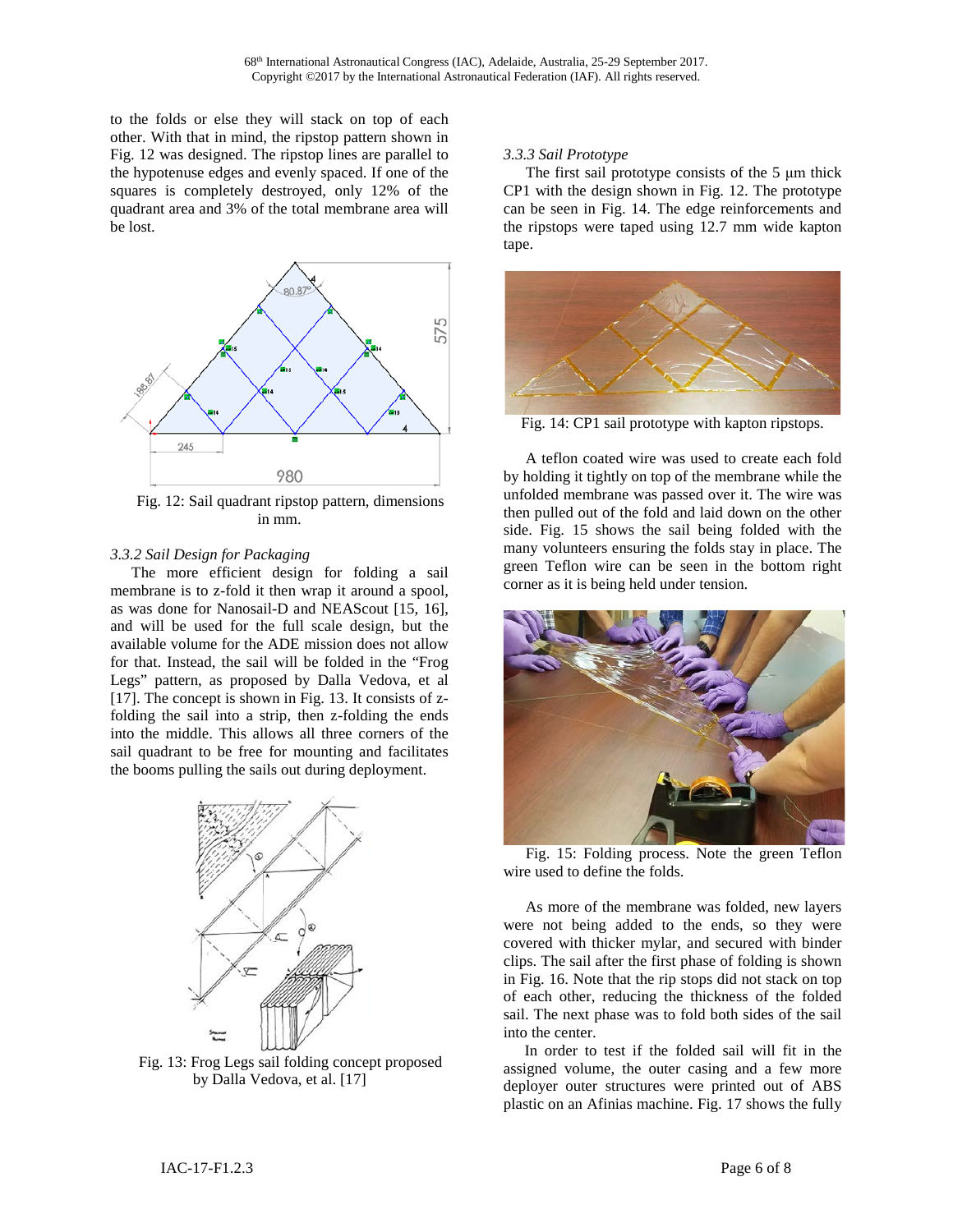to the folds or else they will stack on top of each other. With that in mind, the ripstop pattern shown in Fig. 12 was designed. The ripstop lines are parallel to the hypotenuse edges and evenly spaced. If one of the squares is completely destroyed, only 12% of the quadrant area and 3% of the total membrane area will be lost.

Fig. 12: Sail quadrant ripstop pattern, dimensions in mm.

### *3.3.2 Sail Design for Packaging*

The more efficient design for folding a sail membrane is to z-fold it then wrap it around a spool, as was done for Nanosail-D and NEAScout [15, 16], and will be used for the full scale design, but the available volume for the ADE mission does not allow for that. Instead, the sail will be folded in the "Frog Legs" pattern, as proposed by Dalla Vedova, et al [17]. The concept is shown in Fig. 13. It consists of z-folding the sail into a strip, then z-folding the ends into the middle. This allows all three corners of the sail quadrant to be free for mounting and facilitates the booms pulling the sails out during deployment.

Fig. 13: Frog Legs sail folding concept proposed by Dalla Vedova, et al. [17]

### *3.3.3 Sail Prototype*

The first sail prototype consists of the 5 μm thick CP1 with the design shown in Fig. 12. The prototype can be seen in Fig. 14. The edge reinforcements and the ripstops were taped using 12.7 mm wide kapton tape.

Fig. 14: CP1 sail prototype with kapton ripstops.

A teflon coated wire was used to create each fold by holding it tightly on top of the membrane while the unfolded membrane was passed over it. The wire was then pulled out of the fold and laid down on the other side. Fig. 15 shows the sail being folded with the many volunteers ensuring the folds stay in place. The green Teflon wire can be seen in the bottom right corner as it is being held under tension.

Fig. 15: Folding process. Note the green Teflon wire used to define the folds.

As more of the membrane was folded, new layers were not being added to the ends, so they were covered with thicker mylar, and secured with binder clips. The sail after the first phase of folding is shown in Fig. 16. Note that the rip stops did not stack on top of each other, reducing the thickness of the folded sail. The next phase was to fold both sides of the sail into the center.

In order to test if the folded sail will fit in the assigned volume, the outer casing and a few more deployer outer structures were printed out of ABS plastic on an Afinias machine. Fig. 17 shows the fully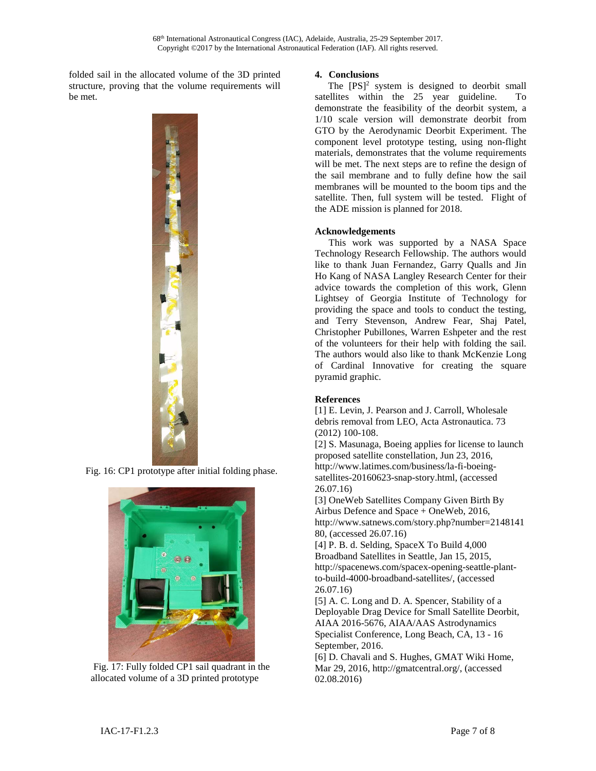folded sail in the allocated volume of the 3D printed structure, proving that the volume requirements will be met.

Fig. 16: CP1 prototype after initial folding phase.

Fig. 17: Fully folded CP1 sail quadrant in the allocated volume of a 3D printed prototype

## 4. Conclusions

The $[PS]^2$ system is designed to deorbit small satellites within the 25 year guideline. To demonstrate the feasibility of the deorbit system, a 1/10 scale version will demonstrate deorbit from GTO by the Aerodynamic Deorbit Experiment. The component level prototype testing, using non-flight materials, demonstrates that the volume requirements will be met. The next steps are to refine the design of the sail membrane and to fully define how the sail membranes will be mounted to the boom tips and the satellite. Then, full system will be tested. Flight of the ADE mission is planned for 2018.

## Acknowledgements

This work was supported by a NASA Space Technology Research Fellowship. The authors would like to thank Juan Fernandez, Garry Qualls and Jin Ho Kang of NASA Langley Research Center for their advice towards the completion of this work, Glenn Lightsey of Georgia Institute of Technology for providing the space and tools to conduct the testing, and Terry Stevenson, Andrew Fear, Shaj Patel, Christopher Pubillones, Warren Eshpeter and the rest of the volunteers for their help with folding the sail. The authors would also like to thank McKenzie Long of Cardinal Innovative for creating the square pyramid graphic.

## References

[1] E. Levin, J. Pearson and J. Carroll, Wholesale debris removal from LEO, Acta Astronautica. 73 (2012) 100-108.

[2] S. Masunaga, Boeing applies for license to launch proposed satellite constellation, Jun 23, 2016, http://www.latimes.com/business/la-fi-boeing-satellites-20160623-snap-story.html, (accessed 26.07.16)

[3] OneWeb Satellites Company Given Birth By Airbus Defence and Space + OneWeb, 2016, http://www.satnews.com/story.php?number=214814180, (accessed 26.07.16)

[4] P. B. d. Selding, SpaceX To Build 4,000 Broadband Satellites in Seattle, Jan 15, 2015, http://spacenews.com/spacex-opening-seattle-plant-to-build-4000-broadband-satellites/, (accessed 26.07.16)

[5] A. C. Long and D. A. Spencer, Stability of a Deployable Drag Device for Small Satellite Deorbit, AIAA 2016-5676, AIAA/AAS Astrodynamics Specialist Conference, Long Beach, CA, 13 - 16 September, 2016.

[6] D. Chavali and S. Hughes, GMAT Wiki Home, Mar 29, 2016, http://gmatcentral.org/, (accessed 02.08.2016)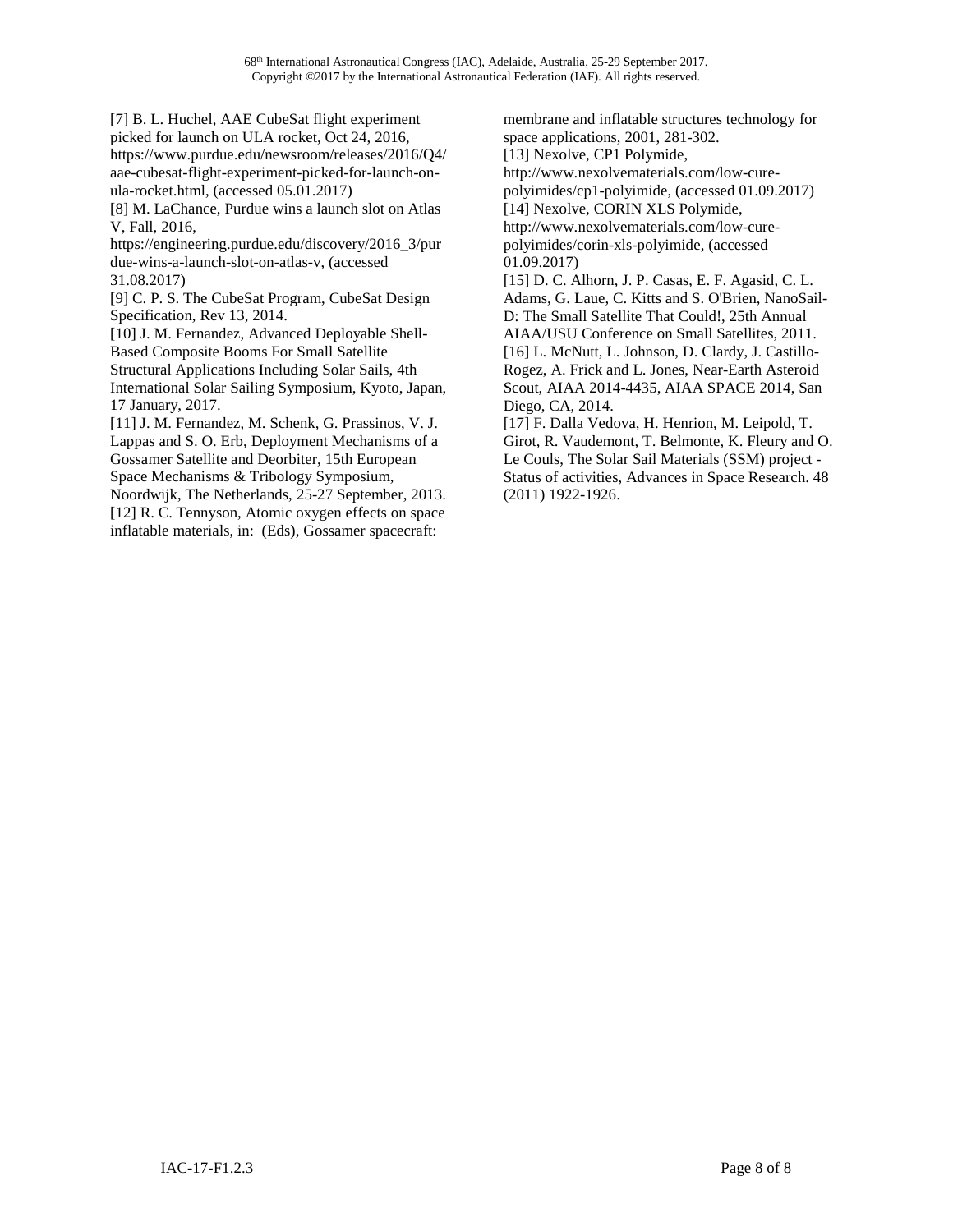[7] B. L. Huchel, AAE CubeSat flight experiment picked for launch on ULA rocket, Oct 24, 2016, https://www.purdue.edu/newsroom/releases/2016/Q4/aae-cubesat-flight-experiment-picked-for-launch-on-ula-rocket.html, (accessed 05.01.2017)

[8] M. LaChance, Purdue wins a launch slot on Atlas V, Fall, 2016, https://engineering.purdue.edu/discovery/2016_3/purdue-wins-a-launch-slot-on-atlas-v, (accessed 31.08.2017)

[9] C. P. S. The CubeSat Program, CubeSat Design Specification, Rev 13, 2014.

[10] J. M. Fernandez, Advanced Deployable Shell-Based Composite Booms For Small Satellite Structural Applications Including Solar Sails, 4th International Solar Sailing Symposium, Kyoto, Japan, 17 January, 2017.

[11] J. M. Fernandez, M. Schenk, G. Prassinos, V. J. Lappas and S. O. Erb, Deployment Mechanisms of a Gossamer Satellite and Deorbiter, 15th European Space Mechanisms & Tribology Symposium, Noordwijk, The Netherlands, 25-27 September, 2013.

[12] R. C. Tennyson, Atomic oxygen effects on space inflatable materials, in: (Eds), Gossamer spacecraft: membrane and inflatable structures technology for space applications, 2001, 281-302.

[13] Nexolve, CP1 Polymide, http://www.nexolvematerials.com/low-cure-polyimides/cp1-polyimide, (accessed 01.09.2017)

[14] Nexolve, CORIN XLS Polymide, http://www.nexolvematerials.com/low-cure-polyimides/corin-xls-polyimide, (accessed 01.09.2017)

[15] D. C. Alhorn, J. P. Casas, E. F. Agasid, C. L. Adams, G. Laue, C. Kitts and S. O'Brien, NanoSail-D: The Small Satellite That Could!, 25th Annual AIAA/USU Conference on Small Satellites, 2011.

[16] L. McNutt, L. Johnson, D. Clardy, J. Castillo-Rogez, A. Frick and L. Jones, Near-Earth Asteroid Scout, AIAA 2014-4435, AIAA SPACE 2014, San Diego, CA, 2014.

[17] F. Dalla Vedova, H. Henrion, M. Leipold, T. Girot, R. Vaudemont, T. Belmonte, K. Fleury and O. Le Couls, The Solar Sail Materials (SSM) project - Status of activities, Advances in Space Research. 48 (2011) 1922-1926.